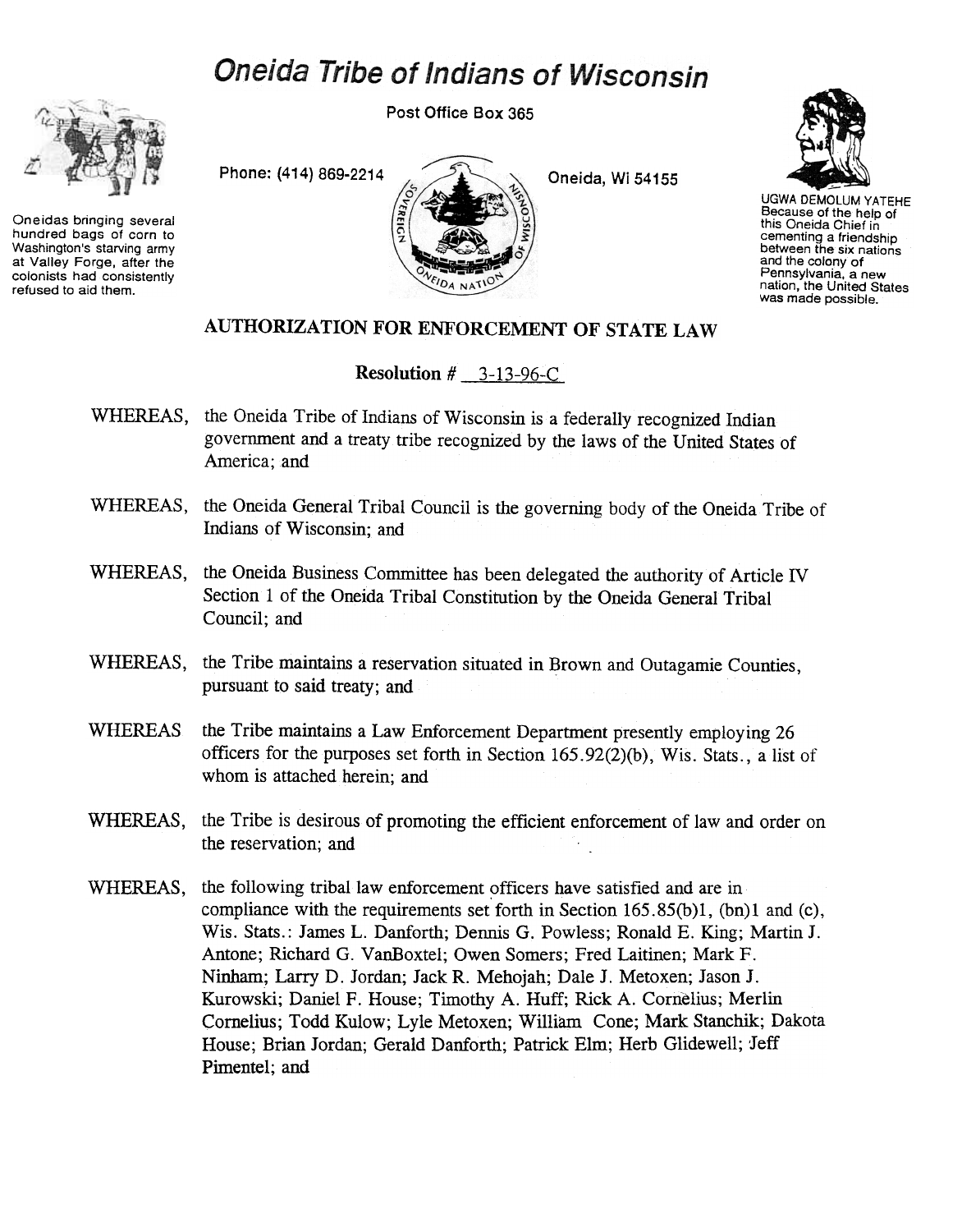# Oneida Tribe of Indians of Wisconsin

Post Office Box 365

Phone: (414) 869-2214 Oneida, WI 54155

Oneidas bringing several hundred bags of corn to Washington's starving army at Valley Forge, after the colonists had consistently refused to aid them.

UGWA DEMOLUM YATEHE Because of the help of this Oneida Chief in cementing a friendship between the six nations and the colony of Pennsylvania, a new nation, the United States was made possible.

## AUTHORIZATION FOR ENFORCEMENT OF STATE LAW

**Resolution #** 3-13-96-C

WHEREAS, the Oneida Tribe of Indians of Wisconsin is a federally recognized Indian government and a treaty tribe recognized by the laws of the United States of America; and

WHEREAS, the Oneida General Tribal Council is the governing body of the Oneida Tribe of Indians of Wisconsin; and

WHEREAS, the Oneida Business Committee has been delegated the authority of Article IV Section 1 of the Oneida Tribal Constitution by the Oneida General Tribal Council; and

WHEREAS, the Tribe maintains a reservation situated in Brown and Outagamie Counties, pursuant to said treaty; and

WHEREAS the Tribe maintains a Law Enforcement Department presently employing 26 officers for the purposes set forth in Section 165.92(2)(b), Wis. Stats., a list of whom is attached herein; and

WHEREAS, the Tribe is desirous of promoting the efficient enforcement of law and order on the reservation; and

WHEREAS, the following tribal law enforcement officers have satisfied and are in compliance with the requirements set forth in Section 165.85(b)1, (bn)1 and (c), Wis. Stats.: James L. Danforth; Dennis G. Powless; Ronald E. King; Martin J. Antone; Richard G. VanBoxtel; Owen Somers; Fred Laitinen; Mark F. Ninham; Larry D. Jordan; Jack R. Mehojah; Dale J. Metoxen; Jason J. Kurowski; Daniel F. House; Timothy A. Huff; Rick A. Cornelius; Merlin Cornelius; Todd Kulow; Lyle Metoxen; William Cone; Mark Stanchik; Dakota House; Brian Jordan; Gerald Danforth; Patrick Elm; Herb Glidewell; Jeff Pimentel; and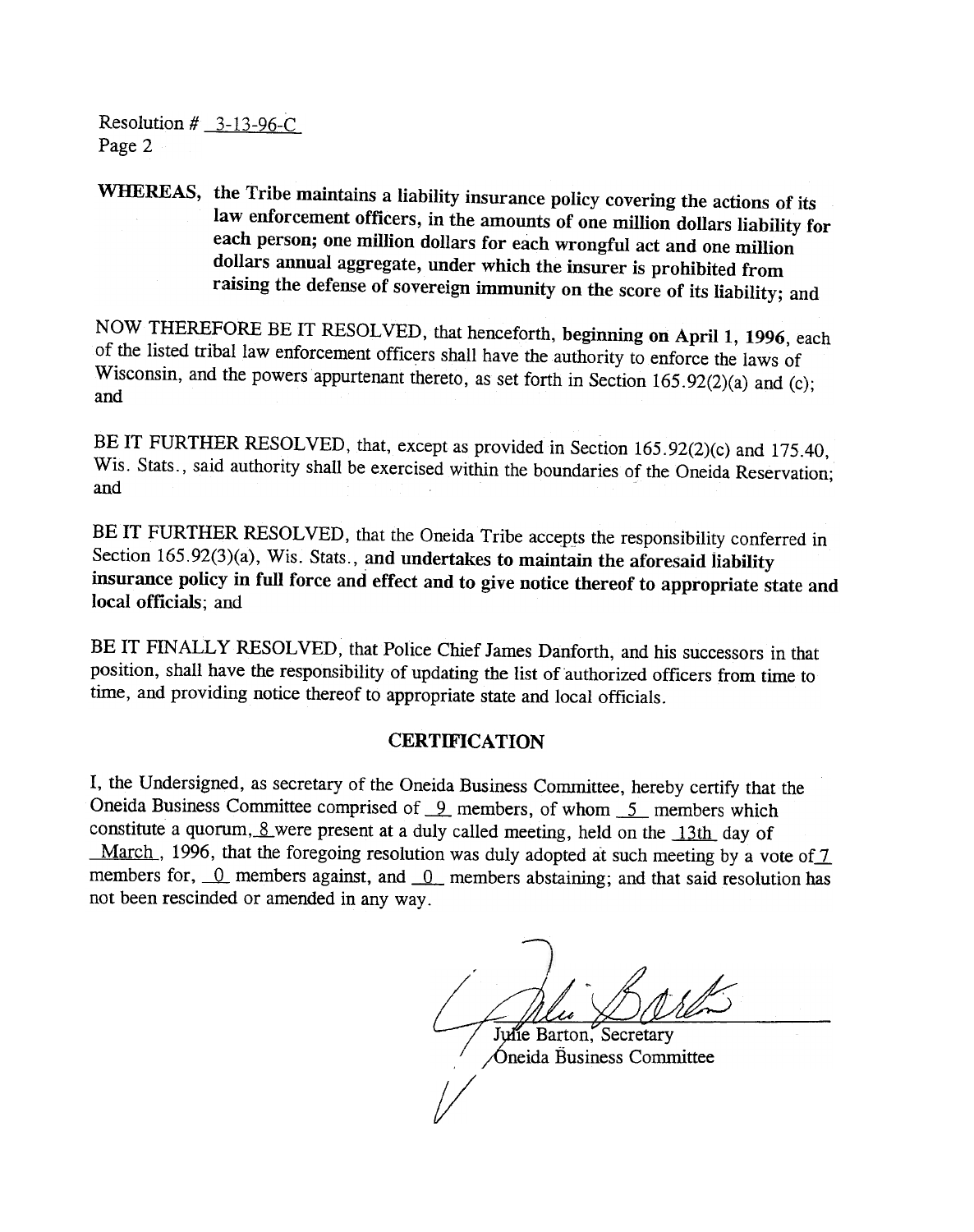Resolution # 3-13-96-C
Page 2

**WHEREAS,** **the Tribe maintains a liability insurance policy covering the actions of its law enforcement officers, in the amounts of one million dollars liability for each person; one million dollars for each wrongful act and one million dollars annual aggregate, under which the insurer is prohibited from raising the defense of sovereign immunity on the score of its liability;** and

NOW THEREFORE BE IT RESOLVED, that henceforth, **beginning on April 1, 1996**, each of the listed tribal law enforcement officers shall have the authority to enforce the laws of Wisconsin, and the powers appurtenant thereto, as set forth in Section 165.92(2)(a) and (c); and

BE IT FURTHER RESOLVED, that, except as provided in Section 165.92(2)(c) and 175.40, Wis. Stats., said authority shall be exercised within the boundaries of the Oneida Reservation; and

BE IT FURTHER RESOLVED, that the Oneida Tribe accepts the responsibility conferred in Section 165.92(3)(a), Wis. Stats., **and undertakes to maintain the aforesaid liability insurance policy in full force and effect and to give notice thereof to appropriate state and local officials**; and

BE IT FINALLY RESOLVED, that Police Chief James Danforth, and his successors in that position, shall have the responsibility of updating the list of authorized officers from time to time, and providing notice thereof to appropriate state and local officials.

## CERTIFICATION

I, the Undersigned, as secretary of the Oneida Business Committee, hereby certify that the Oneida Business Committee comprised of 9 members, of whom 5 members which constitute a quorum, 8 were present at a duly called meeting, held on the 13th day of March, 1996, that the foregoing resolution was duly adopted at such meeting by a vote of 7 members for, 0 members against, and 0 members abstaining; and that said resolution has not been rescinded or amended in any way.

Julie Barton, Secretary
Oneida Business Committee